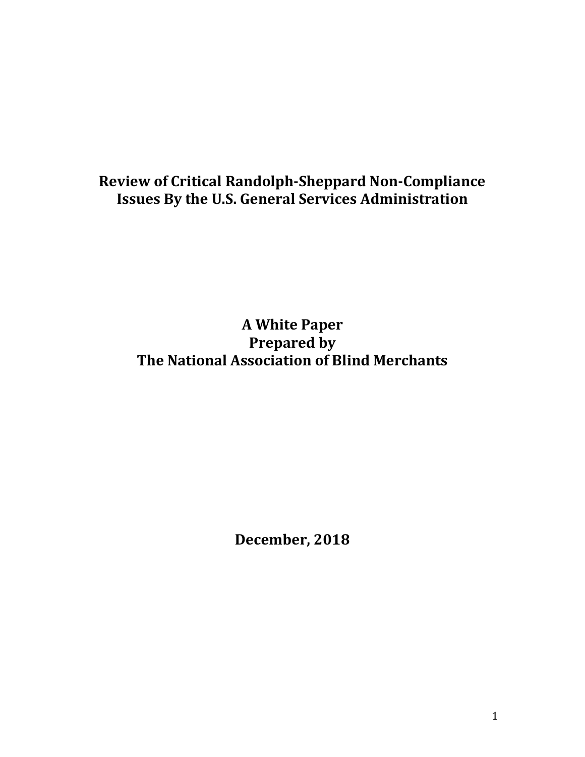# Review of Critical Randolph-Sheppard Non-Compliance Issues By the U.S. General Services Administration

**A White Paper**
**Prepared by**
**The National Association of Blind Merchants**

**December, 2018**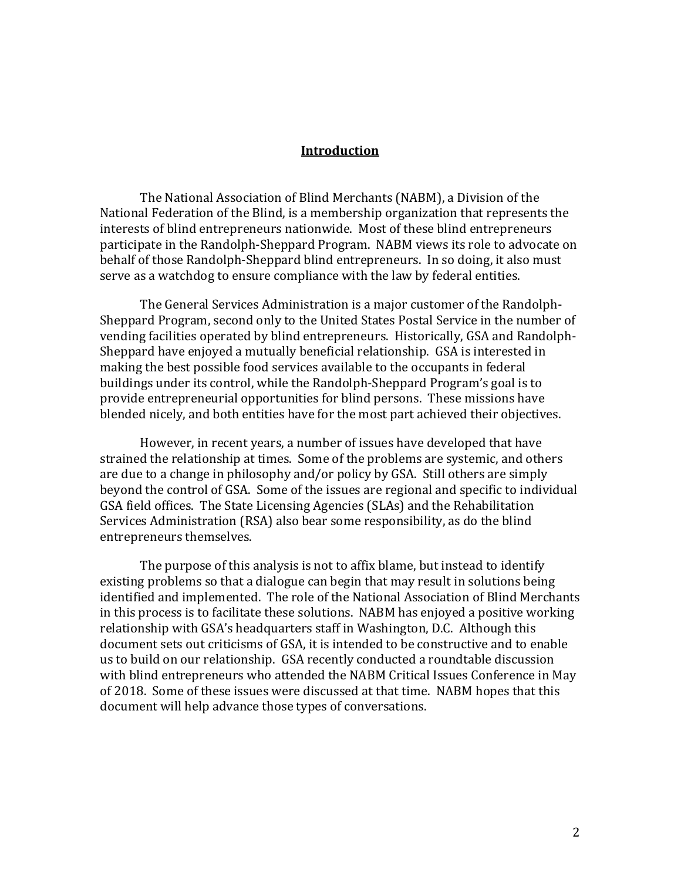## Introduction

The National Association of Blind Merchants (NABM), a Division of the National Federation of the Blind, is a membership organization that represents the interests of blind entrepreneurs nationwide. Most of these blind entrepreneurs participate in the Randolph-Sheppard Program. NABM views its role to advocate on behalf of those Randolph-Sheppard blind entrepreneurs. In so doing, it also must serve as a watchdog to ensure compliance with the law by federal entities.

The General Services Administration is a major customer of the Randolph-Sheppard Program, second only to the United States Postal Service in the number of vending facilities operated by blind entrepreneurs. Historically, GSA and Randolph-Sheppard have enjoyed a mutually beneficial relationship. GSA is interested in making the best possible food services available to the occupants in federal buildings under its control, while the Randolph-Sheppard Program's goal is to provide entrepreneurial opportunities for blind persons. These missions have blended nicely, and both entities have for the most part achieved their objectives.

However, in recent years, a number of issues have developed that have strained the relationship at times. Some of the problems are systemic, and others are due to a change in philosophy and/or policy by GSA. Still others are simply beyond the control of GSA. Some of the issues are regional and specific to individual GSA field offices. The State Licensing Agencies (SLAs) and the Rehabilitation Services Administration (RSA) also bear some responsibility, as do the blind entrepreneurs themselves.

The purpose of this analysis is not to affix blame, but instead to identify existing problems so that a dialogue can begin that may result in solutions being identified and implemented. The role of the National Association of Blind Merchants in this process is to facilitate these solutions. NABM has enjoyed a positive working relationship with GSA's headquarters staff in Washington, D.C. Although this document sets out criticisms of GSA, it is intended to be constructive and to enable us to build on our relationship. GSA recently conducted a roundtable discussion with blind entrepreneurs who attended the NABM Critical Issues Conference in May of 2018. Some of these issues were discussed at that time. NABM hopes that this document will help advance those types of conversations.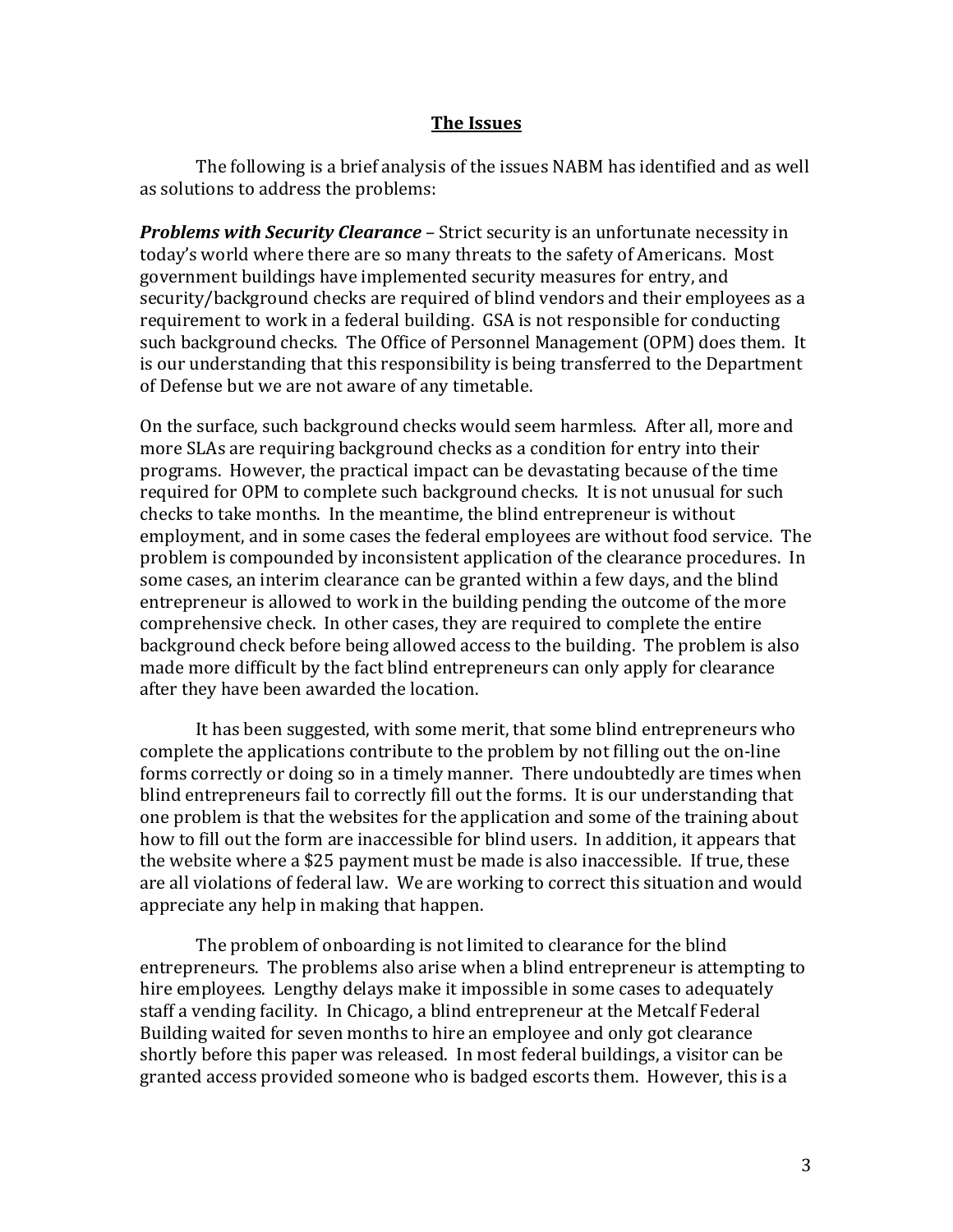## The Issues

The following is a brief analysis of the issues NABM has identified and as well as solutions to address the problems:

***Problems with Security Clearance*** – Strict security is an unfortunate necessity in today's world where there are so many threats to the safety of Americans. Most government buildings have implemented security measures for entry, and security/background checks are required of blind vendors and their employees as a requirement to work in a federal building. GSA is not responsible for conducting such background checks. The Office of Personnel Management (OPM) does them. It is our understanding that this responsibility is being transferred to the Department of Defense but we are not aware of any timetable.

On the surface, such background checks would seem harmless. After all, more and more SLAs are requiring background checks as a condition for entry into their programs. However, the practical impact can be devastating because of the time required for OPM to complete such background checks. It is not unusual for such checks to take months. In the meantime, the blind entrepreneur is without employment, and in some cases the federal employees are without food service. The problem is compounded by inconsistent application of the clearance procedures. In some cases, an interim clearance can be granted within a few days, and the blind entrepreneur is allowed to work in the building pending the outcome of the more comprehensive check. In other cases, they are required to complete the entire background check before being allowed access to the building. The problem is also made more difficult by the fact blind entrepreneurs can only apply for clearance after they have been awarded the location.

It has been suggested, with some merit, that some blind entrepreneurs who complete the applications contribute to the problem by not filling out the on-line forms correctly or doing so in a timely manner. There undoubtedly are times when blind entrepreneurs fail to correctly fill out the forms. It is our understanding that one problem is that the websites for the application and some of the training about how to fill out the form are inaccessible for blind users. In addition, it appears that the website where a $25 payment must be made is also inaccessible. If true, these are all violations of federal law. We are working to correct this situation and would appreciate any help in making that happen.

The problem of onboarding is not limited to clearance for the blind entrepreneurs. The problems also arise when a blind entrepreneur is attempting to hire employees. Lengthy delays make it impossible in some cases to adequately staff a vending facility. In Chicago, a blind entrepreneur at the Metcalf Federal Building waited for seven months to hire an employee and only got clearance shortly before this paper was released. In most federal buildings, a visitor can be granted access provided someone who is badged escorts them. However, this is a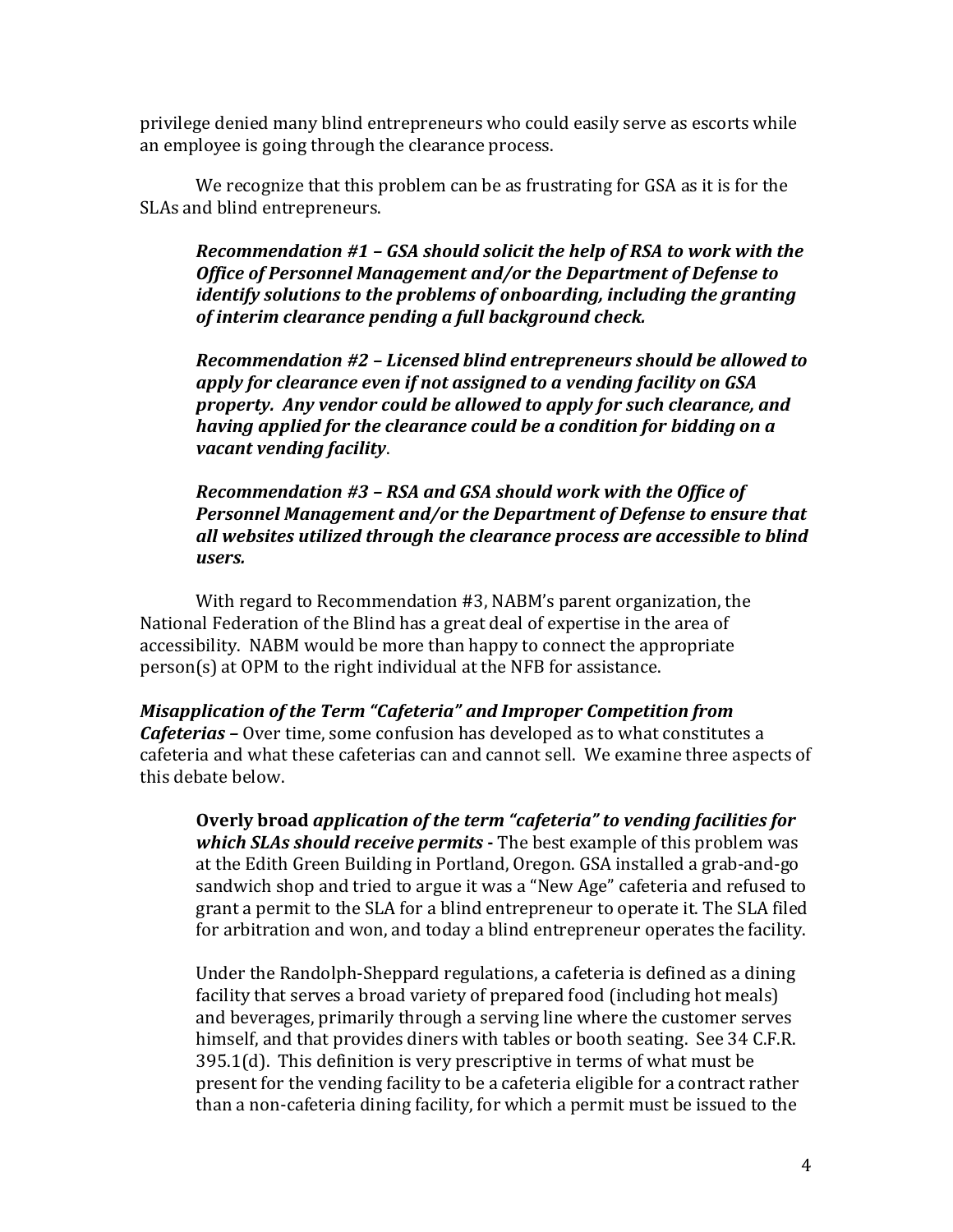privilege denied many blind entrepreneurs who could easily serve as escorts while an employee is going through the clearance process.

We recognize that this problem can be as frustrating for GSA as it is for the SLAs and blind entrepreneurs.

> ***Recommendation #1 – GSA should solicit the help of RSA to work with the Office of Personnel Management and/or the Department of Defense to identify solutions to the problems of onboarding, including the granting of interim clearance pending a full background check.***
>
> ***Recommendation #2 – Licensed blind entrepreneurs should be allowed to apply for clearance even if not assigned to a vending facility on GSA property. Any vendor could be allowed to apply for such clearance, and having applied for the clearance could be a condition for bidding on a vacant vending facility***.
>
> ***Recommendation #3 – RSA and GSA should work with the Office of Personnel Management and/or the Department of Defense to ensure that all websites utilized through the clearance process are accessible to blind users.***

With regard to Recommendation #3, NABM's parent organization, the National Federation of the Blind has a great deal of expertise in the area of accessibility. NABM would be more than happy to connect the appropriate person(s) at OPM to the right individual at the NFB for assistance.

***Misapplication of the Term "Cafeteria" and Improper Competition from Cafeterias –*** Over time, some confusion has developed as to what constitutes a cafeteria and what these cafeterias can and cannot sell. We examine three aspects of this debate below.

> **Overly broad** ***application of the term "cafeteria" to vending facilities for which SLAs should receive permits* -** The best example of this problem was at the Edith Green Building in Portland, Oregon. GSA installed a grab-and-go sandwich shop and tried to argue it was a "New Age" cafeteria and refused to grant a permit to the SLA for a blind entrepreneur to operate it. The SLA filed for arbitration and won, and today a blind entrepreneur operates the facility.
>
> Under the Randolph-Sheppard regulations, a cafeteria is defined as a dining facility that serves a broad variety of prepared food (including hot meals) and beverages, primarily through a serving line where the customer serves himself, and that provides diners with tables or booth seating. See 34 C.F.R. 395.1(d). This definition is very prescriptive in terms of what must be present for the vending facility to be a cafeteria eligible for a contract rather than a non-cafeteria dining facility, for which a permit must be issued to the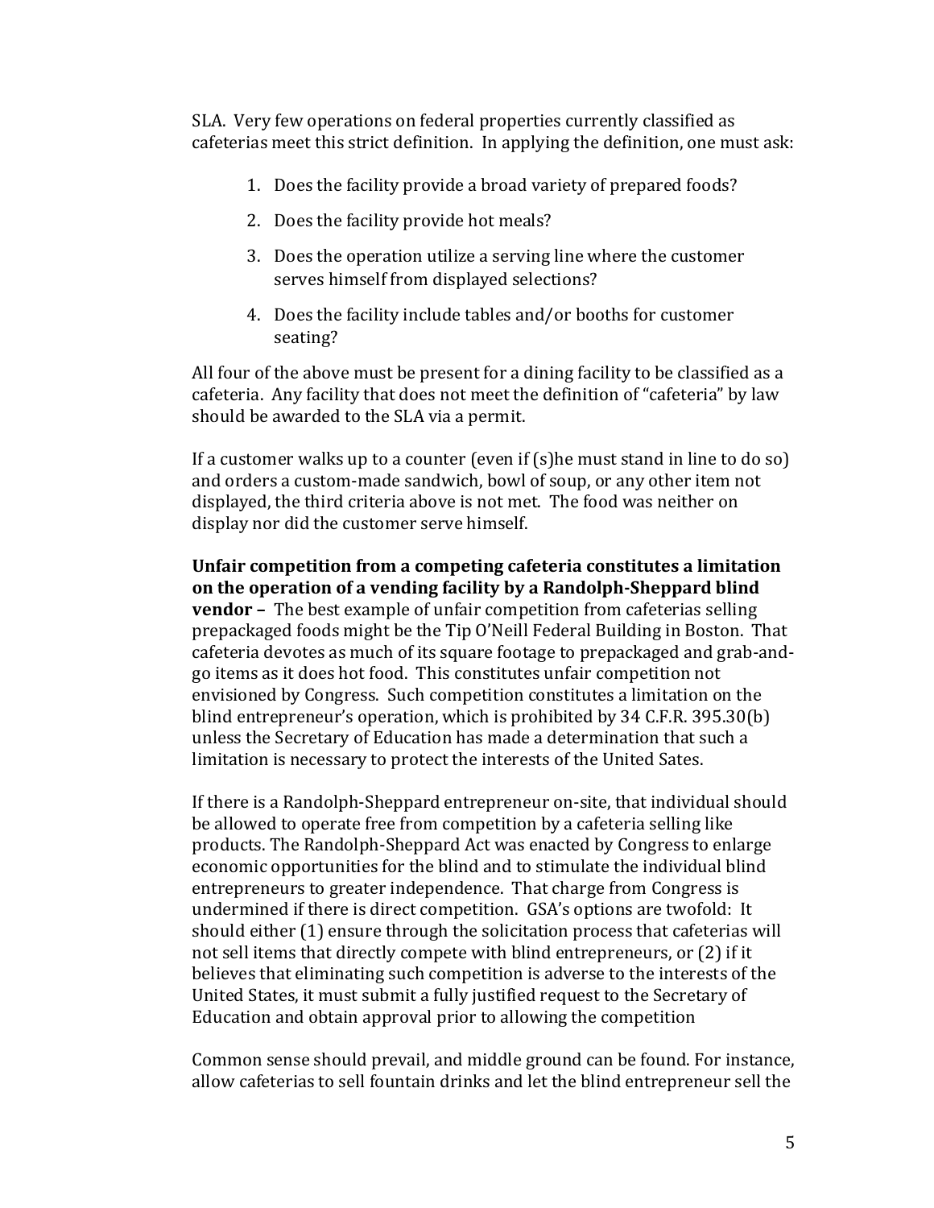SLA. Very few operations on federal properties currently classified as cafeterias meet this strict definition. In applying the definition, one must ask:

1. Does the facility provide a broad variety of prepared foods?
2. Does the facility provide hot meals?
3. Does the operation utilize a serving line where the customer serves himself from displayed selections?
4. Does the facility include tables and/or booths for customer seating?

All four of the above must be present for a dining facility to be classified as a cafeteria. Any facility that does not meet the definition of "cafeteria" by law should be awarded to the SLA via a permit.

If a customer walks up to a counter (even if (s)he must stand in line to do so) and orders a custom-made sandwich, bowl of soup, or any other item not displayed, the third criteria above is not met. The food was neither on display nor did the customer serve himself.

**Unfair competition from a competing cafeteria constitutes a limitation on the operation of a vending facility by a Randolph-Sheppard blind vendor –** The best example of unfair competition from cafeterias selling prepackaged foods might be the Tip O'Neill Federal Building in Boston. That cafeteria devotes as much of its square footage to prepackaged and grab-and-go items as it does hot food. This constitutes unfair competition not envisioned by Congress. Such competition constitutes a limitation on the blind entrepreneur's operation, which is prohibited by 34 C.F.R. 395.30(b) unless the Secretary of Education has made a determination that such a limitation is necessary to protect the interests of the United Sates.

If there is a Randolph-Sheppard entrepreneur on-site, that individual should be allowed to operate free from competition by a cafeteria selling like products. The Randolph-Sheppard Act was enacted by Congress to enlarge economic opportunities for the blind and to stimulate the individual blind entrepreneurs to greater independence. That charge from Congress is undermined if there is direct competition. GSA's options are twofold: It should either (1) ensure through the solicitation process that cafeterias will not sell items that directly compete with blind entrepreneurs, or (2) if it believes that eliminating such competition is adverse to the interests of the United States, it must submit a fully justified request to the Secretary of Education and obtain approval prior to allowing the competition

Common sense should prevail, and middle ground can be found. For instance, allow cafeterias to sell fountain drinks and let the blind entrepreneur sell the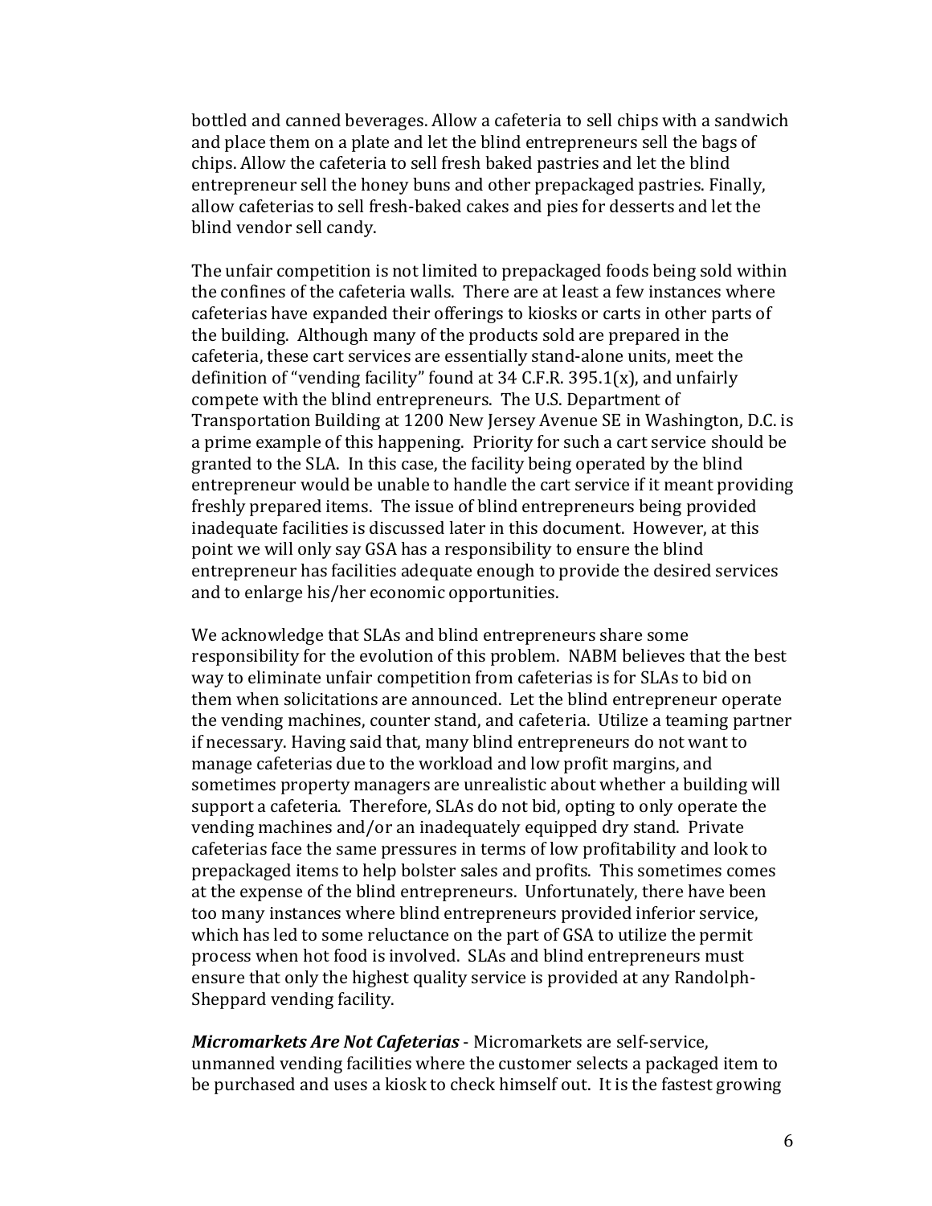bottled and canned beverages. Allow a cafeteria to sell chips with a sandwich and place them on a plate and let the blind entrepreneurs sell the bags of chips. Allow the cafeteria to sell fresh baked pastries and let the blind entrepreneur sell the honey buns and other prepackaged pastries. Finally, allow cafeterias to sell fresh-baked cakes and pies for desserts and let the blind vendor sell candy.

The unfair competition is not limited to prepackaged foods being sold within the confines of the cafeteria walls. There are at least a few instances where cafeterias have expanded their offerings to kiosks or carts in other parts of the building. Although many of the products sold are prepared in the cafeteria, these cart services are essentially stand-alone units, meet the definition of "vending facility" found at 34 C.F.R. 395.1(x), and unfairly compete with the blind entrepreneurs. The U.S. Department of Transportation Building at 1200 New Jersey Avenue SE in Washington, D.C. is a prime example of this happening. Priority for such a cart service should be granted to the SLA. In this case, the facility being operated by the blind entrepreneur would be unable to handle the cart service if it meant providing freshly prepared items. The issue of blind entrepreneurs being provided inadequate facilities is discussed later in this document. However, at this point we will only say GSA has a responsibility to ensure the blind entrepreneur has facilities adequate enough to provide the desired services and to enlarge his/her economic opportunities.

We acknowledge that SLAs and blind entrepreneurs share some responsibility for the evolution of this problem. NABM believes that the best way to eliminate unfair competition from cafeterias is for SLAs to bid on them when solicitations are announced. Let the blind entrepreneur operate the vending machines, counter stand, and cafeteria. Utilize a teaming partner if necessary. Having said that, many blind entrepreneurs do not want to manage cafeterias due to the workload and low profit margins, and sometimes property managers are unrealistic about whether a building will support a cafeteria. Therefore, SLAs do not bid, opting to only operate the vending machines and/or an inadequately equipped dry stand. Private cafeterias face the same pressures in terms of low profitability and look to prepackaged items to help bolster sales and profits. This sometimes comes at the expense of the blind entrepreneurs. Unfortunately, there have been too many instances where blind entrepreneurs provided inferior service, which has led to some reluctance on the part of GSA to utilize the permit process when hot food is involved. SLAs and blind entrepreneurs must ensure that only the highest quality service is provided at any Randolph-Sheppard vending facility.

***Micromarkets Are Not Cafeterias*** - Micromarkets are self-service, unmanned vending facilities where the customer selects a packaged item to be purchased and uses a kiosk to check himself out. It is the fastest growing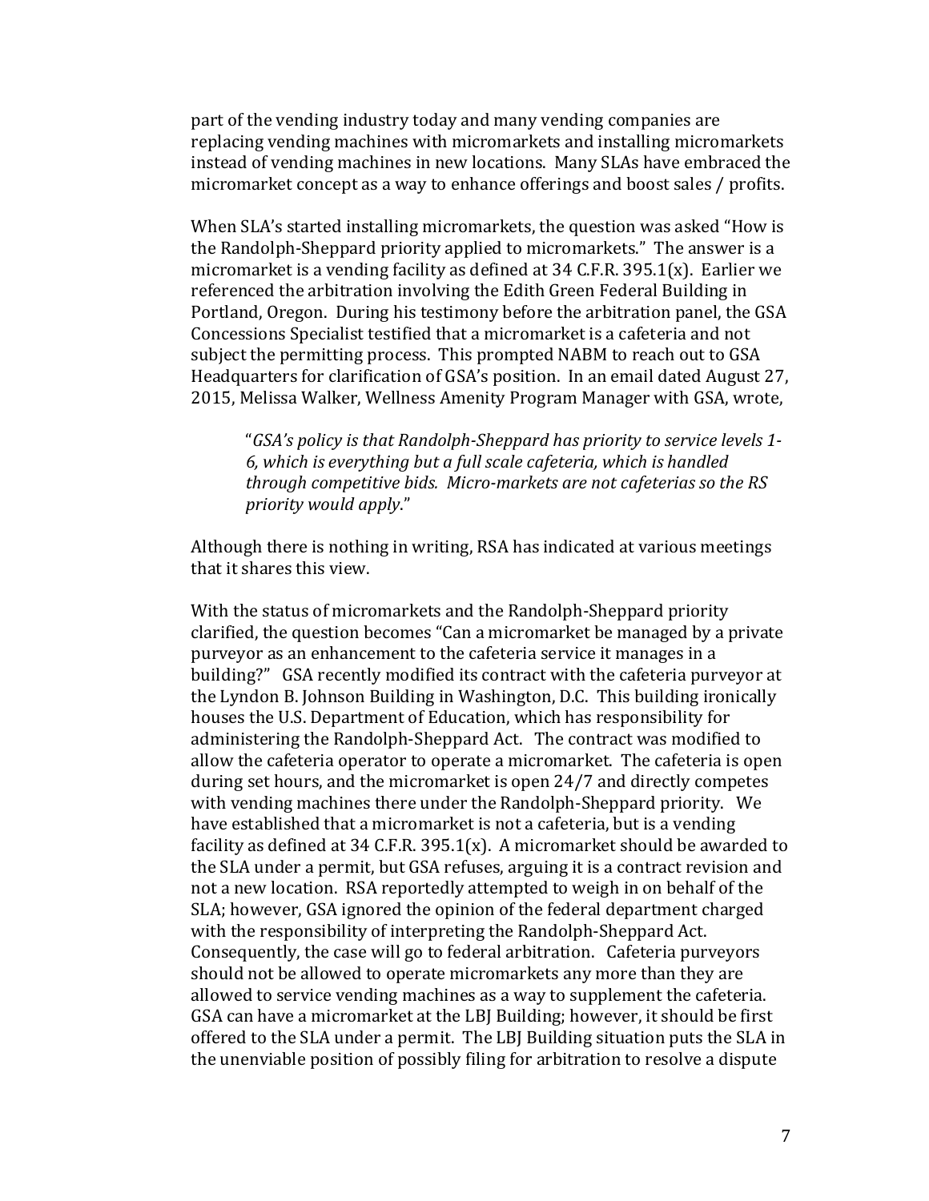part of the vending industry today and many vending companies are replacing vending machines with micromarkets and installing micromarkets instead of vending machines in new locations. Many SLAs have embraced the micromarket concept as a way to enhance offerings and boost sales / profits.

When SLA's started installing micromarkets, the question was asked "How is the Randolph-Sheppard priority applied to micromarkets." The answer is a micromarket is a vending facility as defined at 34 C.F.R. 395.1(x). Earlier we referenced the arbitration involving the Edith Green Federal Building in Portland, Oregon. During his testimony before the arbitration panel, the GSA Concessions Specialist testified that a micromarket is a cafeteria and not subject the permitting process. This prompted NABM to reach out to GSA Headquarters for clarification of GSA's position. In an email dated August 27, 2015, Melissa Walker, Wellness Amenity Program Manager with GSA, wrote,

> "*GSA's policy is that Randolph-Sheppard has priority to service levels 1-6, which is everything but a full scale cafeteria, which is handled through competitive bids. Micro-markets are not cafeterias so the RS priority would apply*."

Although there is nothing in writing, RSA has indicated at various meetings that it shares this view.

With the status of micromarkets and the Randolph-Sheppard priority clarified, the question becomes "Can a micromarket be managed by a private purveyor as an enhancement to the cafeteria service it manages in a building?" GSA recently modified its contract with the cafeteria purveyor at the Lyndon B. Johnson Building in Washington, D.C. This building ironically houses the U.S. Department of Education, which has responsibility for administering the Randolph-Sheppard Act. The contract was modified to allow the cafeteria operator to operate a micromarket. The cafeteria is open during set hours, and the micromarket is open 24/7 and directly competes with vending machines there under the Randolph-Sheppard priority. We have established that a micromarket is not a cafeteria, but is a vending facility as defined at 34 C.F.R. 395.1(x). A micromarket should be awarded to the SLA under a permit, but GSA refuses, arguing it is a contract revision and not a new location. RSA reportedly attempted to weigh in on behalf of the SLA; however, GSA ignored the opinion of the federal department charged with the responsibility of interpreting the Randolph-Sheppard Act. Consequently, the case will go to federal arbitration. Cafeteria purveyors should not be allowed to operate micromarkets any more than they are allowed to service vending machines as a way to supplement the cafeteria. GSA can have a micromarket at the LBJ Building; however, it should be first offered to the SLA under a permit. The LBJ Building situation puts the SLA in the unenviable position of possibly filing for arbitration to resolve a dispute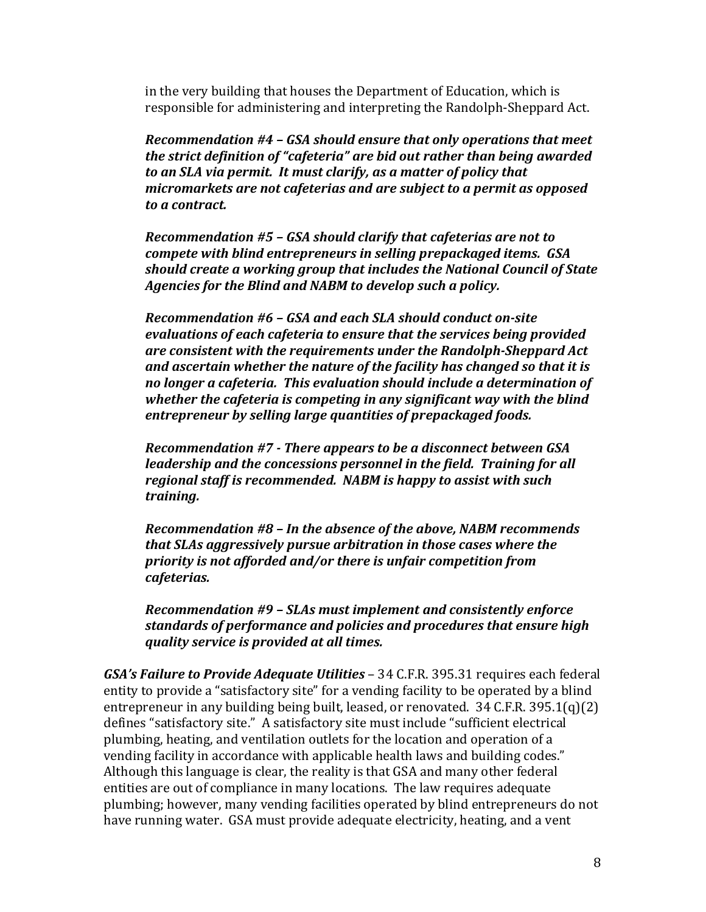in the very building that houses the Department of Education, which is responsible for administering and interpreting the Randolph-Sheppard Act.

***Recommendation #4 – GSA should ensure that only operations that meet the strict definition of "cafeteria" are bid out rather than being awarded to an SLA via permit. It must clarify, as a matter of policy that micromarkets are not cafeterias and are subject to a permit as opposed to a contract.***

***Recommendation #5 – GSA should clarify that cafeterias are not to compete with blind entrepreneurs in selling prepackaged items. GSA should create a working group that includes the National Council of State Agencies for the Blind and NABM to develop such a policy.***

***Recommendation #6 – GSA and each SLA should conduct on-site evaluations of each cafeteria to ensure that the services being provided are consistent with the requirements under the Randolph-Sheppard Act and ascertain whether the nature of the facility has changed so that it is no longer a cafeteria. This evaluation should include a determination of whether the cafeteria is competing in any significant way with the blind entrepreneur by selling large quantities of prepackaged foods.***

***Recommendation #7 - There appears to be a disconnect between GSA leadership and the concessions personnel in the field. Training for all regional staff is recommended. NABM is happy to assist with such training.***

***Recommendation #8 – In the absence of the above, NABM recommends that SLAs aggressively pursue arbitration in those cases where the priority is not afforded and/or there is unfair competition from cafeterias.***

***Recommendation #9 – SLAs must implement and consistently enforce standards of performance and policies and procedures that ensure high quality service is provided at all times.***

***GSA's Failure to Provide Adequate Utilities*** – 34 C.F.R. 395.31 requires each federal entity to provide a "satisfactory site" for a vending facility to be operated by a blind entrepreneur in any building being built, leased, or renovated. 34 C.F.R. 395.1(q)(2) defines "satisfactory site." A satisfactory site must include "sufficient electrical plumbing, heating, and ventilation outlets for the location and operation of a vending facility in accordance with applicable health laws and building codes." Although this language is clear, the reality is that GSA and many other federal entities are out of compliance in many locations. The law requires adequate plumbing; however, many vending facilities operated by blind entrepreneurs do not have running water. GSA must provide adequate electricity, heating, and a vent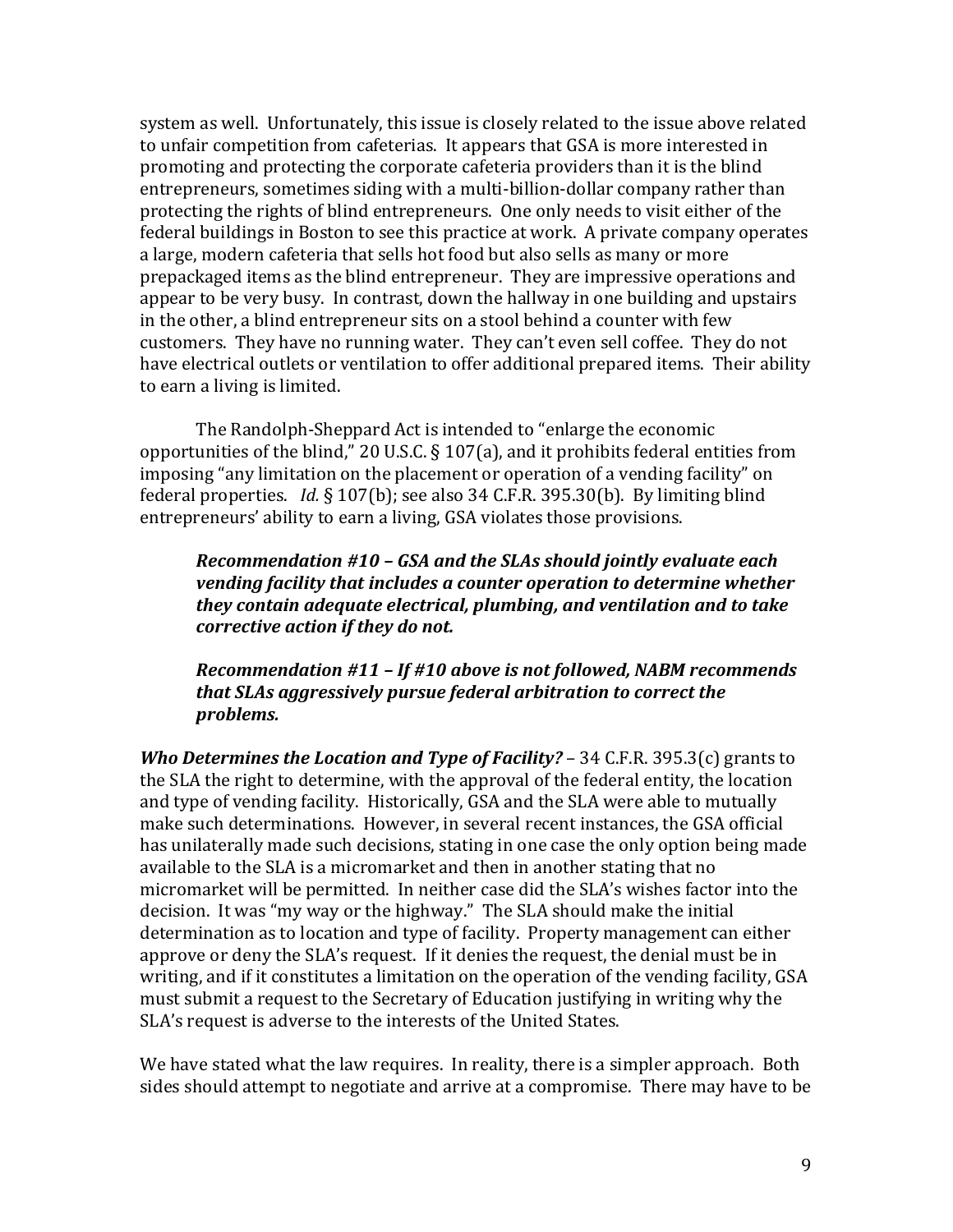system as well. Unfortunately, this issue is closely related to the issue above related to unfair competition from cafeterias. It appears that GSA is more interested in promoting and protecting the corporate cafeteria providers than it is the blind entrepreneurs, sometimes siding with a multi-billion-dollar company rather than protecting the rights of blind entrepreneurs. One only needs to visit either of the federal buildings in Boston to see this practice at work. A private company operates a large, modern cafeteria that sells hot food but also sells as many or more prepackaged items as the blind entrepreneur. They are impressive operations and appear to be very busy. In contrast, down the hallway in one building and upstairs in the other, a blind entrepreneur sits on a stool behind a counter with few customers. They have no running water. They can't even sell coffee. They do not have electrical outlets or ventilation to offer additional prepared items. Their ability to earn a living is limited.

The Randolph-Sheppard Act is intended to "enlarge the economic opportunities of the blind," 20 U.S.C. § 107(a), and it prohibits federal entities from imposing "any limitation on the placement or operation of a vending facility" on federal properties. *Id.* § 107(b); see also 34 C.F.R. 395.30(b). By limiting blind entrepreneurs' ability to earn a living, GSA violates those provisions.

> ***Recommendation #10 – GSA and the SLAs should jointly evaluate each vending facility that includes a counter operation to determine whether they contain adequate electrical, plumbing, and ventilation and to take corrective action if they do not.***
>
> ***Recommendation #11 – If #10 above is not followed, NABM recommends that SLAs aggressively pursue federal arbitration to correct the problems.***

***Who Determines the Location and Type of Facility?*** – 34 C.F.R. 395.3(c) grants to the SLA the right to determine, with the approval of the federal entity, the location and type of vending facility. Historically, GSA and the SLA were able to mutually make such determinations. However, in several recent instances, the GSA official has unilaterally made such decisions, stating in one case the only option being made available to the SLA is a micromarket and then in another stating that no micromarket will be permitted. In neither case did the SLA's wishes factor into the decision. It was "my way or the highway." The SLA should make the initial determination as to location and type of facility. Property management can either approve or deny the SLA's request. If it denies the request, the denial must be in writing, and if it constitutes a limitation on the operation of the vending facility, GSA must submit a request to the Secretary of Education justifying in writing why the SLA's request is adverse to the interests of the United States.

We have stated what the law requires. In reality, there is a simpler approach. Both sides should attempt to negotiate and arrive at a compromise. There may have to be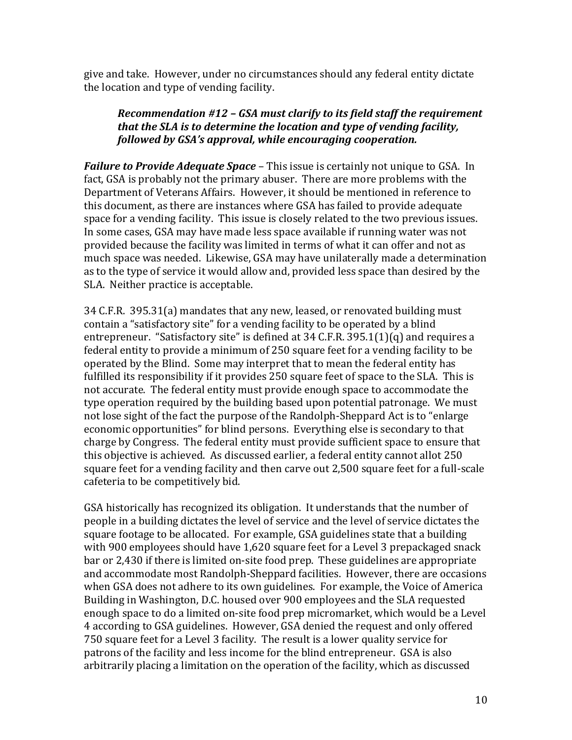give and take. However, under no circumstances should any federal entity dictate the location and type of vending facility.

> ***Recommendation #12 – GSA must clarify to its field staff the requirement that the SLA is to determine the location and type of vending facility, followed by GSA's approval, while encouraging cooperation.***

***Failure to Provide Adequate Space*** – This issue is certainly not unique to GSA. In fact, GSA is probably not the primary abuser. There are more problems with the Department of Veterans Affairs. However, it should be mentioned in reference to this document, as there are instances where GSA has failed to provide adequate space for a vending facility. This issue is closely related to the two previous issues. In some cases, GSA may have made less space available if running water was not provided because the facility was limited in terms of what it can offer and not as much space was needed. Likewise, GSA may have unilaterally made a determination as to the type of service it would allow and, provided less space than desired by the SLA. Neither practice is acceptable.

34 C.F.R. 395.31(a) mandates that any new, leased, or renovated building must contain a "satisfactory site" for a vending facility to be operated by a blind entrepreneur. "Satisfactory site" is defined at 34 C.F.R. 395.1(1)(q) and requires a federal entity to provide a minimum of 250 square feet for a vending facility to be operated by the Blind. Some may interpret that to mean the federal entity has fulfilled its responsibility if it provides 250 square feet of space to the SLA. This is not accurate. The federal entity must provide enough space to accommodate the type operation required by the building based upon potential patronage. We must not lose sight of the fact the purpose of the Randolph-Sheppard Act is to "enlarge economic opportunities" for blind persons. Everything else is secondary to that charge by Congress. The federal entity must provide sufficient space to ensure that this objective is achieved. As discussed earlier, a federal entity cannot allot 250 square feet for a vending facility and then carve out 2,500 square feet for a full-scale cafeteria to be competitively bid.

GSA historically has recognized its obligation. It understands that the number of people in a building dictates the level of service and the level of service dictates the square footage to be allocated. For example, GSA guidelines state that a building with 900 employees should have 1,620 square feet for a Level 3 prepackaged snack bar or 2,430 if there is limited on-site food prep. These guidelines are appropriate and accommodate most Randolph-Sheppard facilities. However, there are occasions when GSA does not adhere to its own guidelines. For example, the Voice of America Building in Washington, D.C. housed over 900 employees and the SLA requested enough space to do a limited on-site food prep micromarket, which would be a Level 4 according to GSA guidelines. However, GSA denied the request and only offered 750 square feet for a Level 3 facility. The result is a lower quality service for patrons of the facility and less income for the blind entrepreneur. GSA is also arbitrarily placing a limitation on the operation of the facility, which as discussed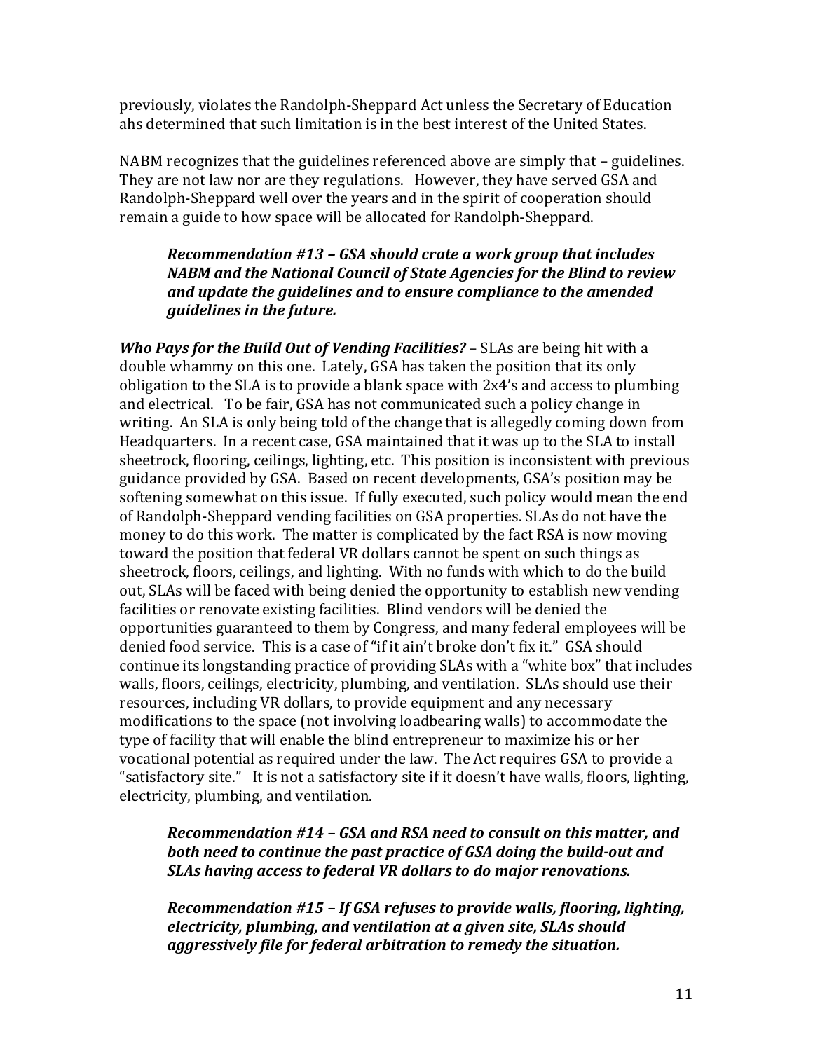previously, violates the Randolph-Sheppard Act unless the Secretary of Education ahs determined that such limitation is in the best interest of the United States.

NABM recognizes that the guidelines referenced above are simply that – guidelines. They are not law nor are they regulations. However, they have served GSA and Randolph-Sheppard well over the years and in the spirit of cooperation should remain a guide to how space will be allocated for Randolph-Sheppard.

> ***Recommendation #13 – GSA should crate a work group that includes NABM and the National Council of State Agencies for the Blind to review and update the guidelines and to ensure compliance to the amended guidelines in the future.***

***Who Pays for the Build Out of Vending Facilities?*** – SLAs are being hit with a double whammy on this one. Lately, GSA has taken the position that its only obligation to the SLA is to provide a blank space with 2x4's and access to plumbing and electrical. To be fair, GSA has not communicated such a policy change in writing. An SLA is only being told of the change that is allegedly coming down from Headquarters. In a recent case, GSA maintained that it was up to the SLA to install sheetrock, flooring, ceilings, lighting, etc. This position is inconsistent with previous guidance provided by GSA. Based on recent developments, GSA's position may be softening somewhat on this issue. If fully executed, such policy would mean the end of Randolph-Sheppard vending facilities on GSA properties. SLAs do not have the money to do this work. The matter is complicated by the fact RSA is now moving toward the position that federal VR dollars cannot be spent on such things as sheetrock, floors, ceilings, and lighting. With no funds with which to do the build out, SLAs will be faced with being denied the opportunity to establish new vending facilities or renovate existing facilities. Blind vendors will be denied the opportunities guaranteed to them by Congress, and many federal employees will be denied food service. This is a case of "if it ain't broke don't fix it." GSA should continue its longstanding practice of providing SLAs with a "white box" that includes walls, floors, ceilings, electricity, plumbing, and ventilation. SLAs should use their resources, including VR dollars, to provide equipment and any necessary modifications to the space (not involving loadbearing walls) to accommodate the type of facility that will enable the blind entrepreneur to maximize his or her vocational potential as required under the law. The Act requires GSA to provide a "satisfactory site." It is not a satisfactory site if it doesn't have walls, floors, lighting, electricity, plumbing, and ventilation.

> ***Recommendation #14 – GSA and RSA need to consult on this matter, and both need to continue the past practice of GSA doing the build-out and SLAs having access to federal VR dollars to do major renovations.***

> ***Recommendation #15 – If GSA refuses to provide walls, flooring, lighting, electricity, plumbing, and ventilation at a given site, SLAs should aggressively file for federal arbitration to remedy the situation.***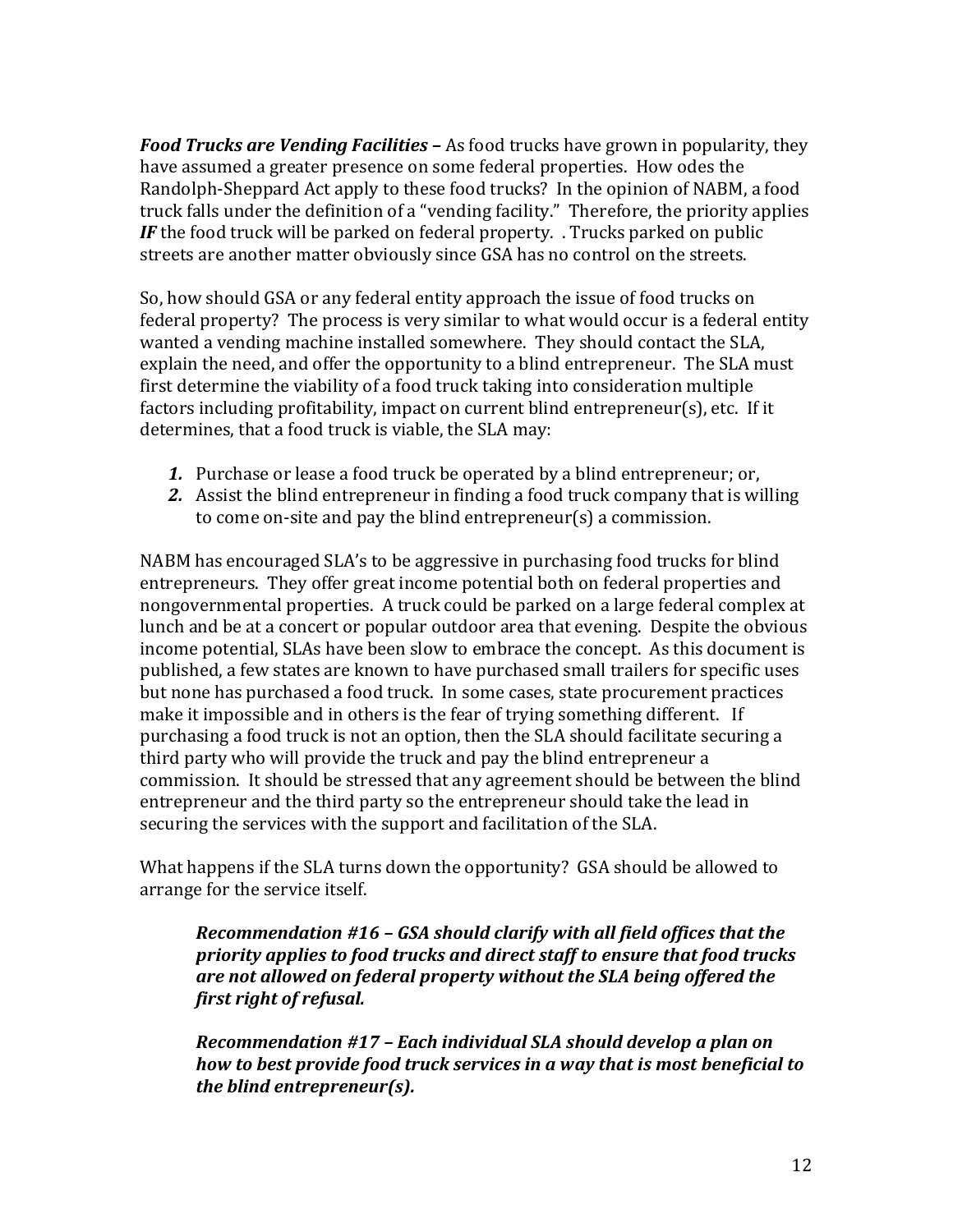***Food Trucks are Vending Facilities*** **–** As food trucks have grown in popularity, they have assumed a greater presence on some federal properties. How odes the Randolph-Sheppard Act apply to these food trucks? In the opinion of NABM, a food truck falls under the definition of a "vending facility." Therefore, the priority applies ***IF*** the food truck will be parked on federal property. . Trucks parked on public streets are another matter obviously since GSA has no control on the streets.

So, how should GSA or any federal entity approach the issue of food trucks on federal property? The process is very similar to what would occur is a federal entity wanted a vending machine installed somewhere. They should contact the SLA, explain the need, and offer the opportunity to a blind entrepreneur. The SLA must first determine the viability of a food truck taking into consideration multiple factors including profitability, impact on current blind entrepreneur(s), etc. If it determines, that a food truck is viable, the SLA may:

***1.*** Purchase or lease a food truck be operated by a blind entrepreneur; or,
***2.*** Assist the blind entrepreneur in finding a food truck company that is willing to come on-site and pay the blind entrepreneur(s) a commission.

NABM has encouraged SLA's to be aggressive in purchasing food trucks for blind entrepreneurs. They offer great income potential both on federal properties and nongovernmental properties. A truck could be parked on a large federal complex at lunch and be at a concert or popular outdoor area that evening. Despite the obvious income potential, SLAs have been slow to embrace the concept. As this document is published, a few states are known to have purchased small trailers for specific uses but none has purchased a food truck. In some cases, state procurement practices make it impossible and in others is the fear of trying something different. If purchasing a food truck is not an option, then the SLA should facilitate securing a third party who will provide the truck and pay the blind entrepreneur a commission. It should be stressed that any agreement should be between the blind entrepreneur and the third party so the entrepreneur should take the lead in securing the services with the support and facilitation of the SLA.

What happens if the SLA turns down the opportunity? GSA should be allowed to arrange for the service itself.

> ***Recommendation #16 – GSA should clarify with all field offices that the priority applies to food trucks and direct staff to ensure that food trucks are not allowed on federal property without the SLA being offered the first right of refusal.***
>
> ***Recommendation #17 – Each individual SLA should develop a plan on how to best provide food truck services in a way that is most beneficial to the blind entrepreneur(s).***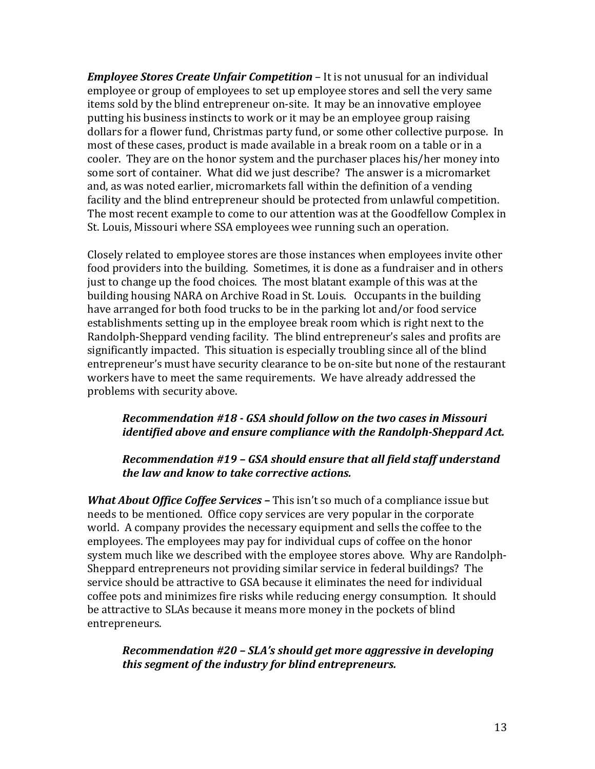***Employee Stores Create Unfair Competition*** – It is not unusual for an individual employee or group of employees to set up employee stores and sell the very same items sold by the blind entrepreneur on-site. It may be an innovative employee putting his business instincts to work or it may be an employee group raising dollars for a flower fund, Christmas party fund, or some other collective purpose. In most of these cases, product is made available in a break room on a table or in a cooler. They are on the honor system and the purchaser places his/her money into some sort of container. What did we just describe? The answer is a micromarket and, as was noted earlier, micromarkets fall within the definition of a vending facility and the blind entrepreneur should be protected from unlawful competition. The most recent example to come to our attention was at the Goodfellow Complex in St. Louis, Missouri where SSA employees wee running such an operation.

Closely related to employee stores are those instances when employees invite other food providers into the building. Sometimes, it is done as a fundraiser and in others just to change up the food choices. The most blatant example of this was at the building housing NARA on Archive Road in St. Louis. Occupants in the building have arranged for both food trucks to be in the parking lot and/or food service establishments setting up in the employee break room which is right next to the Randolph-Sheppard vending facility. The blind entrepreneur's sales and profits are significantly impacted. This situation is especially troubling since all of the blind entrepreneur's must have security clearance to be on-site but none of the restaurant workers have to meet the same requirements. We have already addressed the problems with security above.

> ***Recommendation #18 - GSA should follow on the two cases in Missouri identified above and ensure compliance with the Randolph-Sheppard Act.***
>
> ***Recommendation #19 – GSA should ensure that all field staff understand the law and know to take corrective actions.***

***What About Office Coffee Services –*** This isn't so much of a compliance issue but needs to be mentioned. Office copy services are very popular in the corporate world. A company provides the necessary equipment and sells the coffee to the employees. The employees may pay for individual cups of coffee on the honor system much like we described with the employee stores above. Why are Randolph-Sheppard entrepreneurs not providing similar service in federal buildings? The service should be attractive to GSA because it eliminates the need for individual coffee pots and minimizes fire risks while reducing energy consumption. It should be attractive to SLAs because it means more money in the pockets of blind entrepreneurs.

> ***Recommendation #20 – SLA's should get more aggressive in developing this segment of the industry for blind entrepreneurs.***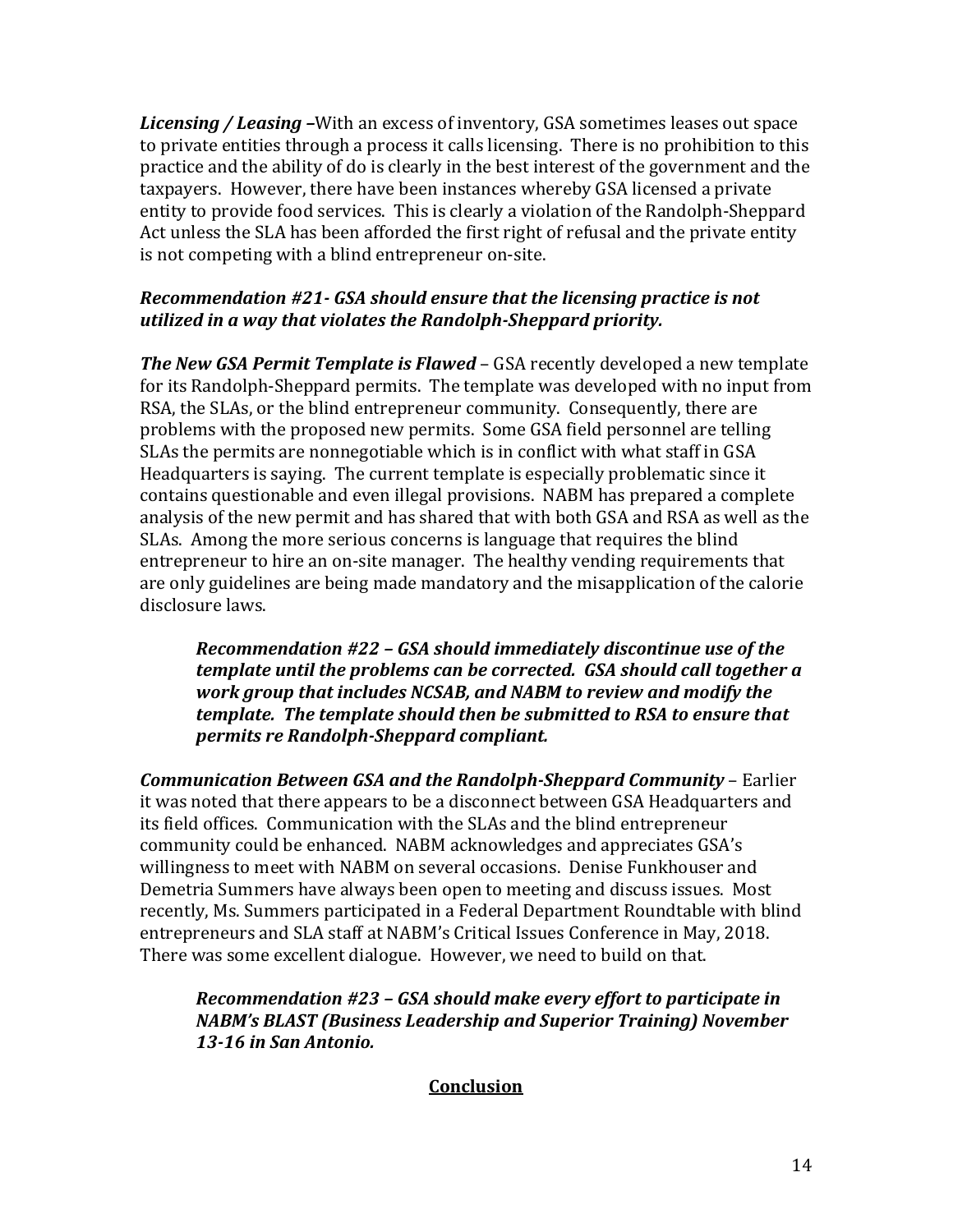***Licensing / Leasing*** –With an excess of inventory, GSA sometimes leases out space to private entities through a process it calls licensing. There is no prohibition to this practice and the ability of do is clearly in the best interest of the government and the taxpayers. However, there have been instances whereby GSA licensed a private entity to provide food services. This is clearly a violation of the Randolph-Sheppard Act unless the SLA has been afforded the first right of refusal and the private entity is not competing with a blind entrepreneur on-site.

***Recommendation #21- GSA should ensure that the licensing practice is not utilized in a way that violates the Randolph-Sheppard priority.***

***The New GSA Permit Template is Flawed*** – GSA recently developed a new template for its Randolph-Sheppard permits. The template was developed with no input from RSA, the SLAs, or the blind entrepreneur community. Consequently, there are problems with the proposed new permits. Some GSA field personnel are telling SLAs the permits are nonnegotiable which is in conflict with what staff in GSA Headquarters is saying. The current template is especially problematic since it contains questionable and even illegal provisions. NABM has prepared a complete analysis of the new permit and has shared that with both GSA and RSA as well as the SLAs. Among the more serious concerns is language that requires the blind entrepreneur to hire an on-site manager. The healthy vending requirements that are only guidelines are being made mandatory and the misapplication of the calorie disclosure laws.

> ***Recommendation #22 – GSA should immediately discontinue use of the template until the problems can be corrected. GSA should call together a work group that includes NCSAB, and NABM to review and modify the template. The template should then be submitted to RSA to ensure that permits re Randolph-Sheppard compliant.***

***Communication Between GSA and the Randolph-Sheppard Community*** – Earlier it was noted that there appears to be a disconnect between GSA Headquarters and its field offices. Communication with the SLAs and the blind entrepreneur community could be enhanced. NABM acknowledges and appreciates GSA's willingness to meet with NABM on several occasions. Denise Funkhouser and Demetria Summers have always been open to meeting and discuss issues. Most recently, Ms. Summers participated in a Federal Department Roundtable with blind entrepreneurs and SLA staff at NABM's Critical Issues Conference in May, 2018. There was some excellent dialogue. However, we need to build on that.

> ***Recommendation #23 – GSA should make every effort to participate in NABM's BLAST (Business Leadership and Superior Training) November 13-16 in San Antonio.***

## Conclusion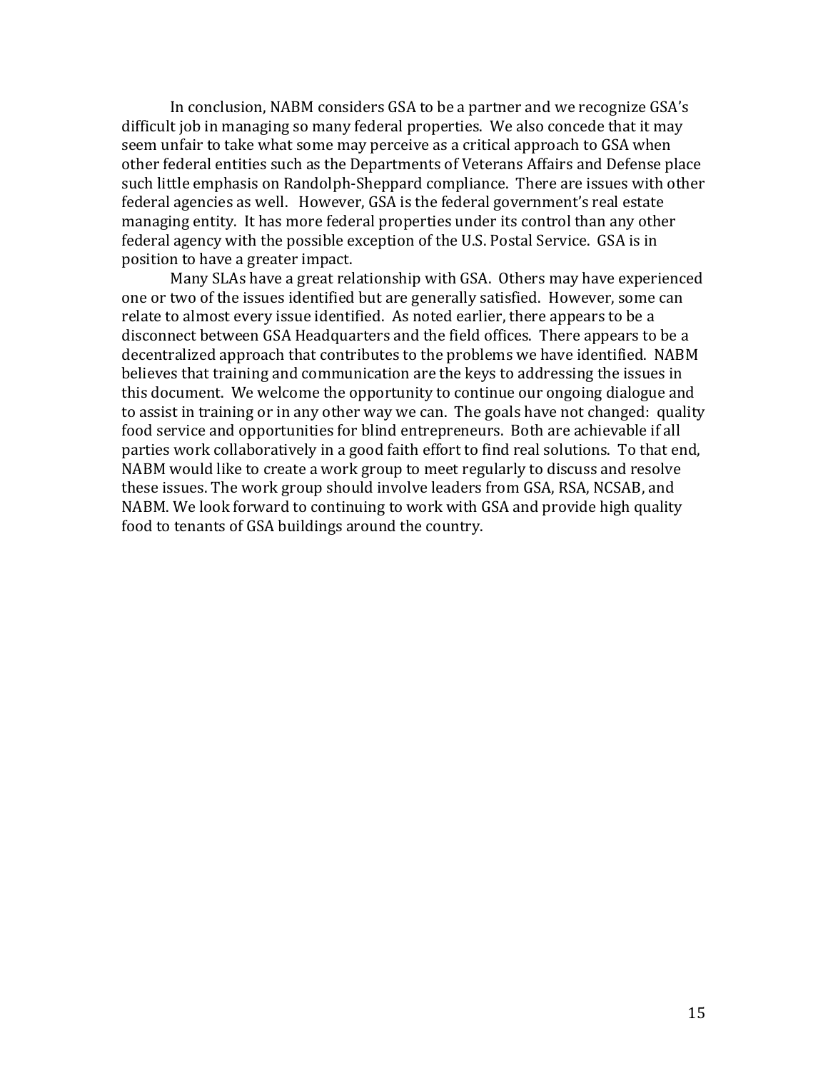In conclusion, NABM considers GSA to be a partner and we recognize GSA's difficult job in managing so many federal properties. We also concede that it may seem unfair to take what some may perceive as a critical approach to GSA when other federal entities such as the Departments of Veterans Affairs and Defense place such little emphasis on Randolph-Sheppard compliance. There are issues with other federal agencies as well. However, GSA is the federal government's real estate managing entity. It has more federal properties under its control than any other federal agency with the possible exception of the U.S. Postal Service. GSA is in position to have a greater impact.

Many SLAs have a great relationship with GSA. Others may have experienced one or two of the issues identified but are generally satisfied. However, some can relate to almost every issue identified. As noted earlier, there appears to be a disconnect between GSA Headquarters and the field offices. There appears to be a decentralized approach that contributes to the problems we have identified. NABM believes that training and communication are the keys to addressing the issues in this document. We welcome the opportunity to continue our ongoing dialogue and to assist in training or in any other way we can. The goals have not changed: quality food service and opportunities for blind entrepreneurs. Both are achievable if all parties work collaboratively in a good faith effort to find real solutions. To that end, NABM would like to create a work group to meet regularly to discuss and resolve these issues. The work group should involve leaders from GSA, RSA, NCSAB, and NABM. We look forward to continuing to work with GSA and provide high quality food to tenants of GSA buildings around the country.